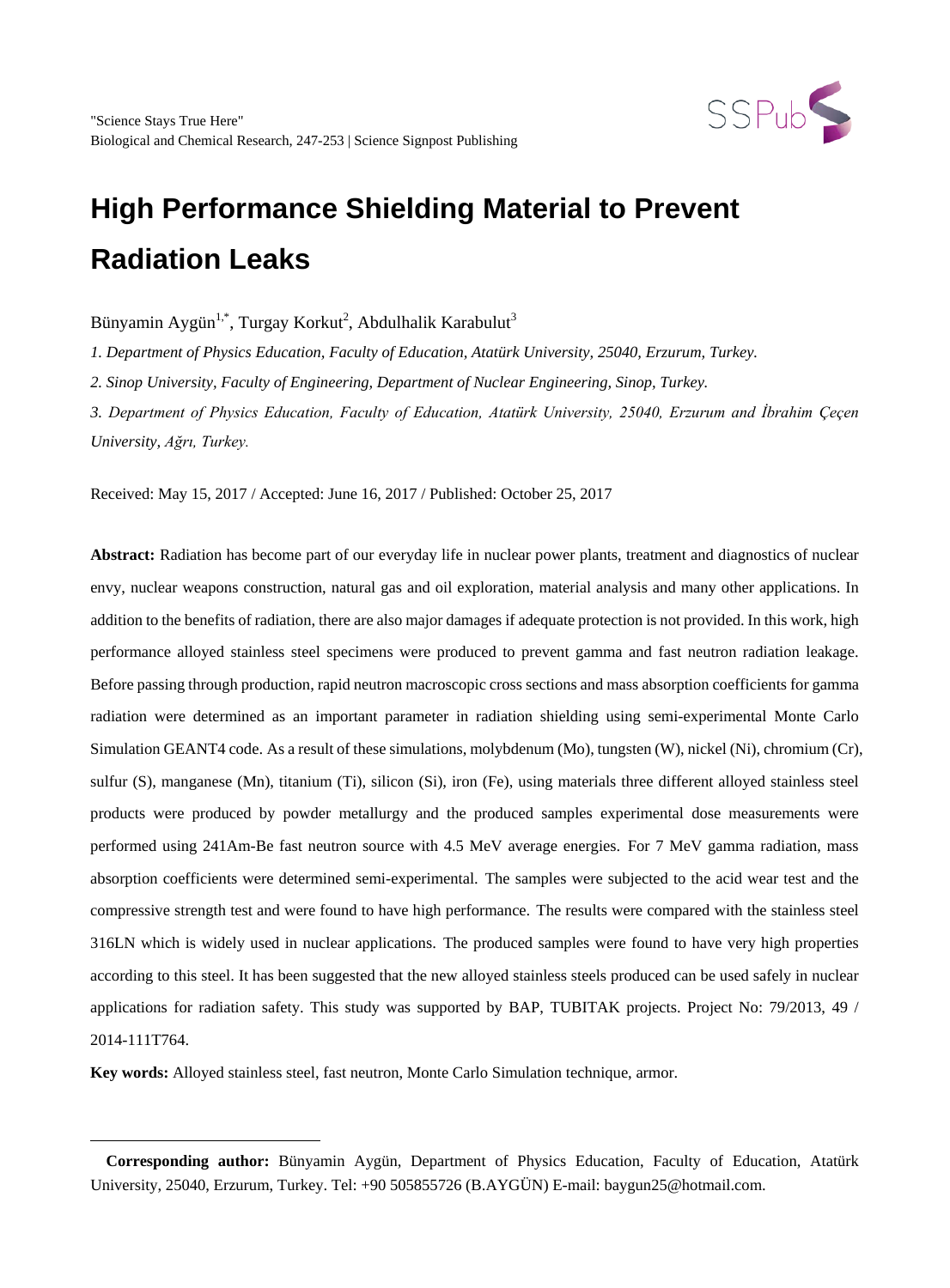# High Performance Shielding Material to Prevent Radiation Leaks

Bünyamin Aygün[1,*], Turgay Korkut[2], Abdulhalik Karabulut[3]

*1. Department of Physics Education, Faculty of Education, Atatürk University, 25040, Erzurum, Turkey.*

*2. Sinop University, Faculty of Engineering, Department of Nuclear Engineering, Sinop, Turkey.*

*3. Department of Physics Education, Faculty of Education, Atatürk University, 25040, Erzurum and İbrahim Çeçen University, Ağrı, Turkey.*

Received: May 15, 2017 / Accepted: June 16, 2017 / Published: October 25, 2017

**Abstract:** Radiation has become part of our everyday life in nuclear power plants, treatment and diagnostics of nuclear envy, nuclear weapons construction, natural gas and oil exploration, material analysis and many other applications. In addition to the benefits of radiation, there are also major damages if adequate protection is not provided. In this work, high performance alloyed stainless steel specimens were produced to prevent gamma and fast neutron radiation leakage. Before passing through production, rapid neutron macroscopic cross sections and mass absorption coefficients for gamma radiation were determined as an important parameter in radiation shielding using semi-experimental Monte Carlo Simulation GEANT4 code. As a result of these simulations, molybdenum (Mo), tungsten (W), nickel (Ni), chromium (Cr), sulfur (S), manganese (Mn), titanium (Ti), silicon (Si), iron (Fe), using materials three different alloyed stainless steel products were produced by powder metallurgy and the produced samples experimental dose measurements were performed using 241Am-Be fast neutron source with 4.5 MeV average energies. For 7 MeV gamma radiation, mass absorption coefficients were determined semi-experimental. The samples were subjected to the acid wear test and the compressive strength test and were found to have high performance. The results were compared with the stainless steel 316LN which is widely used in nuclear applications. The produced samples were found to have very high properties according to this steel. It has been suggested that the new alloyed stainless steels produced can be used safely in nuclear applications for radiation safety. This study was supported by BAP, TUBITAK projects. Project No: 79/2013, 49 / 2014-111T764.

**Key words:** Alloyed stainless steel, fast neutron, Monte Carlo Simulation technique, armor.

---

**Corresponding author:** Bünyamin Aygün, Department of Physics Education, Faculty of Education, Atatürk University, 25040, Erzurum, Turkey. Tel: +90 505855726 (B.AYGÜN) E-mail: baygun25@hotmail.com.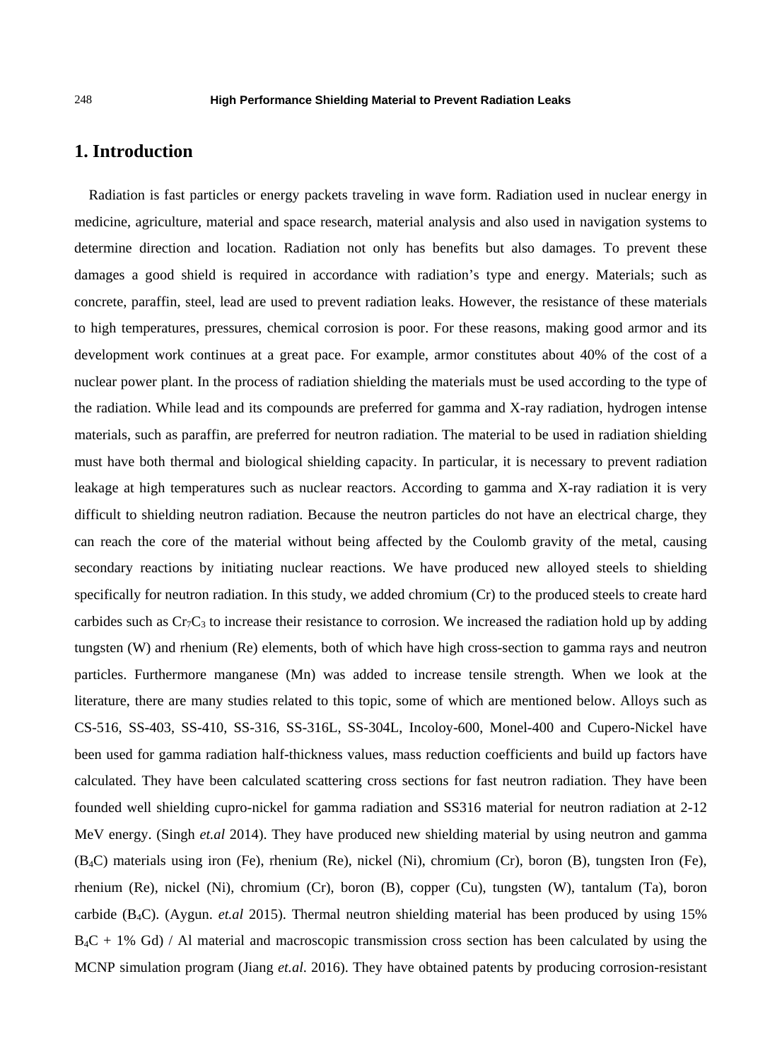## 1. Introduction

Radiation is fast particles or energy packets traveling in wave form. Radiation used in nuclear energy in medicine, agriculture, material and space research, material analysis and also used in navigation systems to determine direction and location. Radiation not only has benefits but also damages. To prevent these damages a good shield is required in accordance with radiation's type and energy. Materials; such as concrete, paraffin, steel, lead are used to prevent radiation leaks. However, the resistance of these materials to high temperatures, pressures, chemical corrosion is poor. For these reasons, making good armor and its development work continues at a great pace. For example, armor constitutes about 40% of the cost of a nuclear power plant. In the process of radiation shielding the materials must be used according to the type of the radiation. While lead and its compounds are preferred for gamma and X-ray radiation, hydrogen intense materials, such as paraffin, are preferred for neutron radiation. The material to be used in radiation shielding must have both thermal and biological shielding capacity. In particular, it is necessary to prevent radiation leakage at high temperatures such as nuclear reactors. According to gamma and X-ray radiation it is very difficult to shielding neutron radiation. Because the neutron particles do not have an electrical charge, they can reach the core of the material without being affected by the Coulomb gravity of the metal, causing secondary reactions by initiating nuclear reactions. We have produced new alloyed steels to shielding specifically for neutron radiation. In this study, we added chromium (Cr) to the produced steels to create hard carbides such as $Cr_7C_3$ to increase their resistance to corrosion. We increased the radiation hold up by adding tungsten (W) and rhenium (Re) elements, both of which have high cross-section to gamma rays and neutron particles. Furthermore manganese (Mn) was added to increase tensile strength. When we look at the literature, there are many studies related to this topic, some of which are mentioned below. Alloys such as CS-516, SS-403, SS-410, SS-316, SS-316L, SS-304L, Incoloy-600, Monel-400 and Cupero-Nickel have been used for gamma radiation half-thickness values, mass reduction coefficients and build up factors have calculated. They have been calculated scattering cross sections for fast neutron radiation. They have been founded well shielding cupro-nickel for gamma radiation and SS316 material for neutron radiation at 2-12 MeV energy. (Singh *et.al* 2014). They have produced new shielding material by using neutron and gamma ($B_4C$) materials using iron (Fe), rhenium (Re), nickel (Ni), chromium (Cr), boron (B), tungsten Iron (Fe), rhenium (Re), nickel (Ni), chromium (Cr), boron (B), copper (Cu), tungsten (W), tantalum (Ta), boron carbide ($B_4C$). (Aygun. *et.al* 2015). Thermal neutron shielding material has been produced by using 15% $B_4C$ + 1% Gd) / Al material and macroscopic transmission cross section has been calculated by using the MCNP simulation program (Jiang *et.al*. 2016). They have obtained patents by producing corrosion-resistant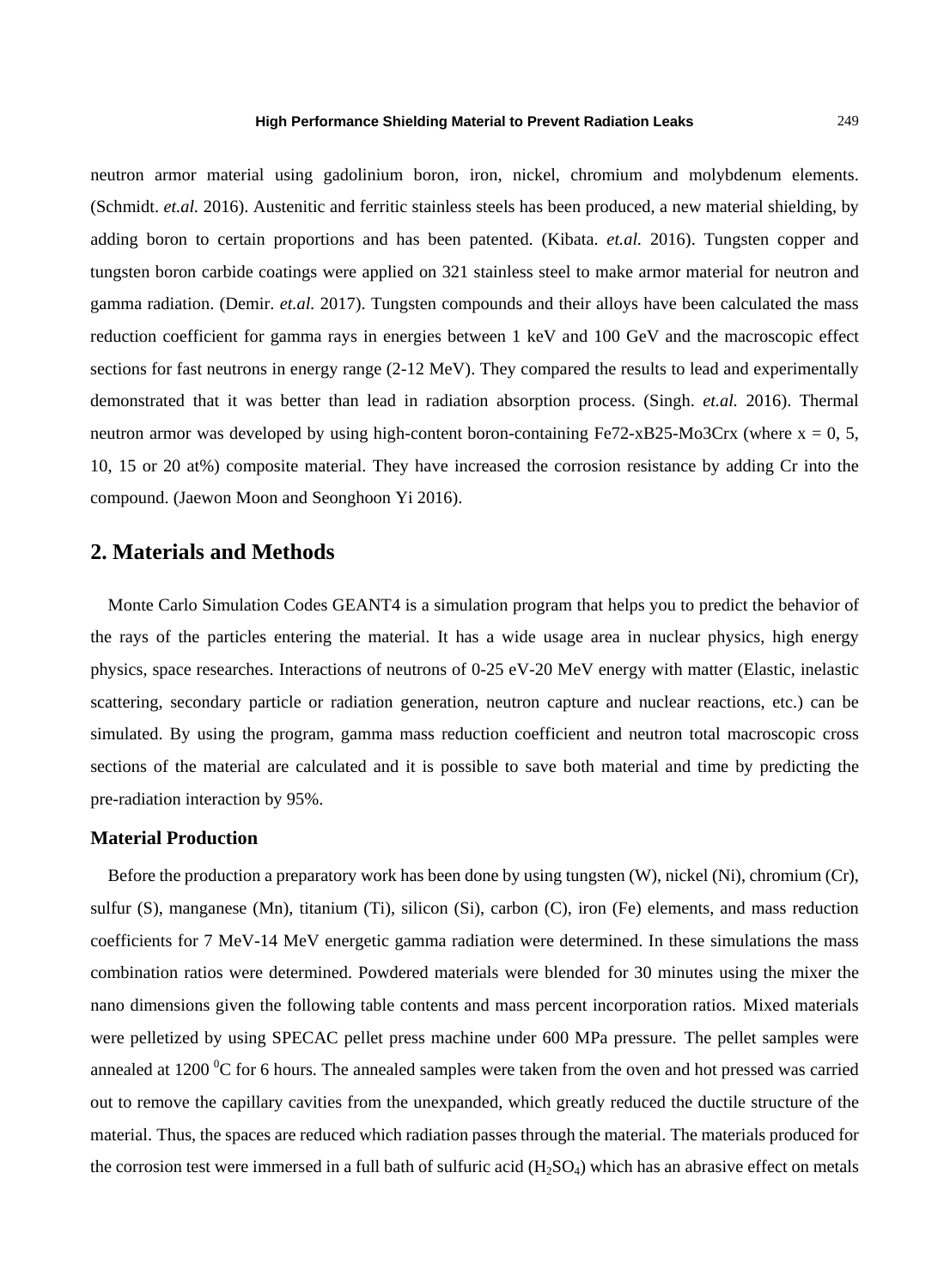neutron armor material using gadolinium boron, iron, nickel, chromium and molybdenum elements. (Schmidt. *et.al.* 2016). Austenitic and ferritic stainless steels has been produced, a new material shielding, by adding boron to certain proportions and has been patented. (Kibata. *et.al.* 2016). Tungsten copper and tungsten boron carbide coatings were applied on 321 stainless steel to make armor material for neutron and gamma radiation. (Demir. *et.al.* 2017). Tungsten compounds and their alloys have been calculated the mass reduction coefficient for gamma rays in energies between 1 keV and 100 GeV and the macroscopic effect sections for fast neutrons in energy range (2-12 MeV). They compared the results to lead and experimentally demonstrated that it was better than lead in radiation absorption process. (Singh. *et.al.* 2016). Thermal neutron armor was developed by using high-content boron-containing Fe72-xB25-Mo3Crx (where x = 0, 5, 10, 15 or 20 at%) composite material. They have increased the corrosion resistance by adding Cr into the compound. (Jaewon Moon and Seonghoon Yi 2016).

## 2. Materials and Methods

Monte Carlo Simulation Codes GEANT4 is a simulation program that helps you to predict the behavior of the rays of the particles entering the material. It has a wide usage area in nuclear physics, high energy physics, space researches. Interactions of neutrons of 0-25 eV-20 MeV energy with matter (Elastic, inelastic scattering, secondary particle or radiation generation, neutron capture and nuclear reactions, etc.) can be simulated. By using the program, gamma mass reduction coefficient and neutron total macroscopic cross sections of the material are calculated and it is possible to save both material and time by predicting the pre-radiation interaction by 95%.

### Material Production

Before the production a preparatory work has been done by using tungsten (W), nickel (Ni), chromium (Cr), sulfur (S), manganese (Mn), titanium (Ti), silicon (Si), carbon (C), iron (Fe) elements, and mass reduction coefficients for 7 MeV-14 MeV energetic gamma radiation were determined. In these simulations the mass combination ratios were determined. Powdered materials were blended for 30 minutes using the mixer the nano dimensions given the following table contents and mass percent incorporation ratios. Mixed materials were pelletized by using SPECAC pellet press machine under 600 MPa pressure. The pellet samples were annealed at 1200 $^0$C for 6 hours. The annealed samples were taken from the oven and hot pressed was carried out to remove the capillary cavities from the unexpanded, which greatly reduced the ductile structure of the material. Thus, the spaces are reduced which radiation passes through the material. The materials produced for the corrosion test were immersed in a full bath of sulfuric acid ($H_2SO_4$) which has an abrasive effect on metals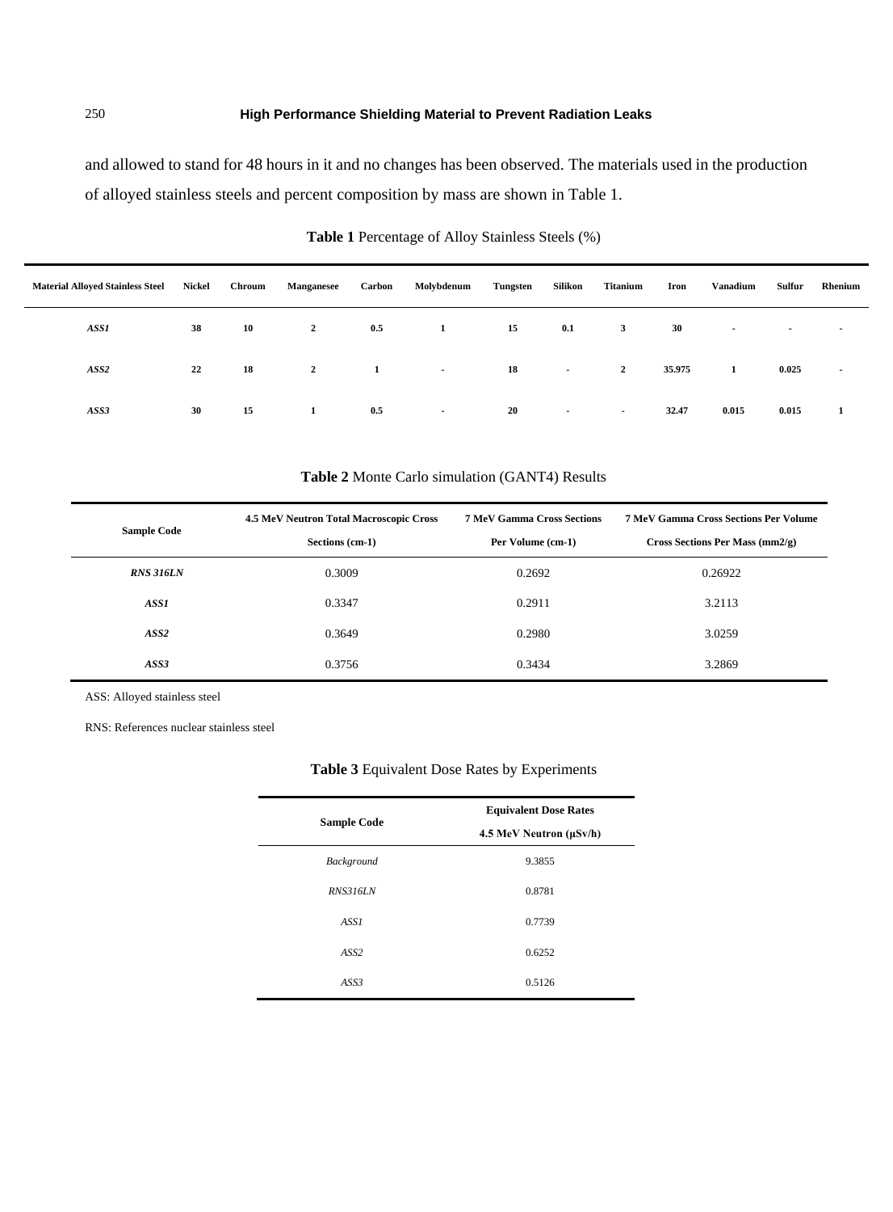and allowed to stand for 48 hours in it and no changes has been observed. The materials used in the production of alloyed stainless steels and percent composition by mass are shown in Table 1.

**Table 1** Percentage of Alloy Stainless Steels (%)

| Material Alloyed Stainless Steel | Nickel | Chroum | Manganesee | Carbon | Molybdenum | Tungsten | Silikon | Titanium | Iron | Vanadium | Sulfur | Rhenium |
|---|---|---|---|---|---|---|---|---|---|---|---|---|
| *ASS1* | 38 | 10 | 2 | 0.5 | 1 | 15 | 0.1 | 3 | 30 | - | - | - |
| *ASS2* | 22 | 18 | 2 | 1 | - | 18 | - | 2 | 35.975 | 1 | 0.025 | - |
| *ASS3* | 30 | 15 | 1 | 0.5 | - | 20 | - | - | 32.47 | 0.015 | 0.015 | 1 |

**Table 2** Monte Carlo simulation (GANT4) Results

| Sample Code | 4.5 MeV Neutron Total Macroscopic Cross Sections (cm-1) | 7 MeV Gamma Cross Sections Per Volume (cm-1) | 7 MeV Gamma Cross Sections Per Volume Cross Sections Per Mass (mm2/g) |
|---|---|---|---|
| *RNS 316LN* | 0.3009 | 0.2692 | 0.26922 |
| *ASS1* | 0.3347 | 0.2911 | 3.2113 |
| *ASS2* | 0.3649 | 0.2980 | 3.0259 |
| *ASS3* | 0.3756 | 0.3434 | 3.2869 |

ASS: Alloyed stainless steel

RNS: References nuclear stainless steel

**Table 3** Equivalent Dose Rates by Experiments

| Sample Code | Equivalent Dose Rates 4.5 MeV Neutron (μSv/h) |
|---|---|
| *Background* | 9.3855 |
| *RNS316LN* | 0.8781 |
| *ASS1* | 0.7739 |
| *ASS2* | 0.6252 |
| *ASS3* | 0.5126 |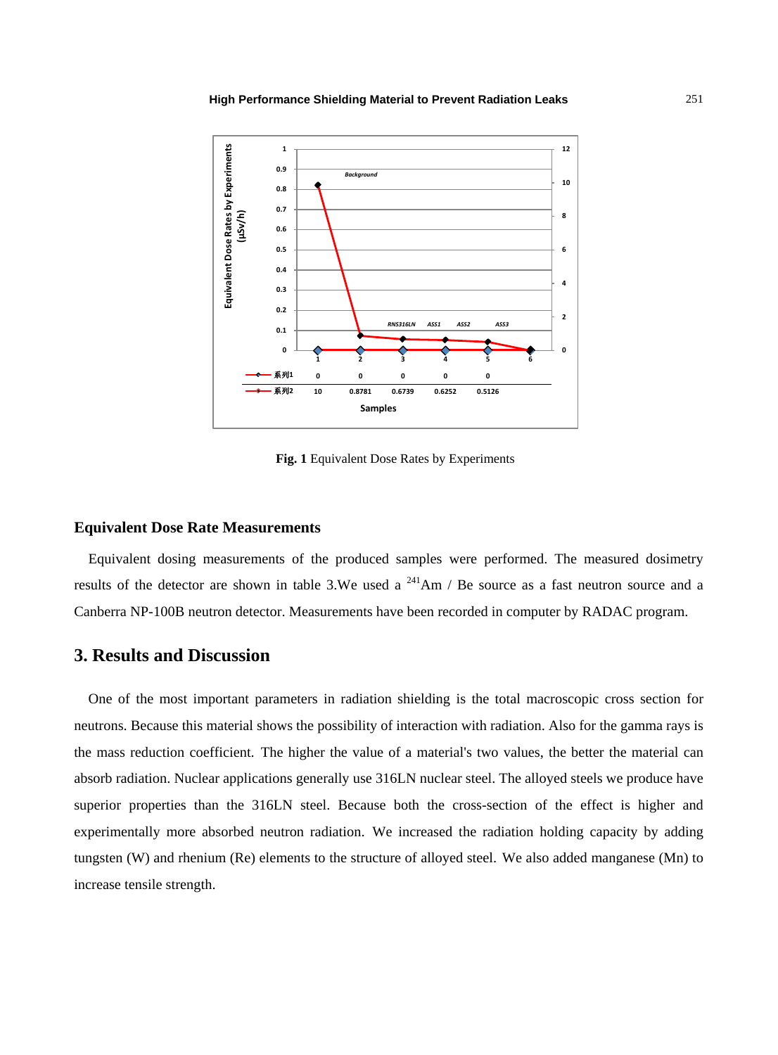Fig. 1 Equivalent Dose Rates by Experiments

### Equivalent Dose Rate Measurements

Equivalent dosing measurements of the produced samples were performed. The measured dosimetry results of the detector are shown in table 3.We used a $^{241}$Am / Be source as a fast neutron source and a Canberra NP-100B neutron detector. Measurements have been recorded in computer by RADAC program.

## 3. Results and Discussion

One of the most important parameters in radiation shielding is the total macroscopic cross section for neutrons. Because this material shows the possibility of interaction with radiation. Also for the gamma rays is the mass reduction coefficient. The higher the value of a material's two values, the better the material can absorb radiation. Nuclear applications generally use 316LN nuclear steel. The alloyed steels we produce have superior properties than the 316LN steel. Because both the cross-section of the effect is higher and experimentally more absorbed neutron radiation. We increased the radiation holding capacity by adding tungsten (W) and rhenium (Re) elements to the structure of alloyed steel. We also added manganese (Mn) to increase tensile strength.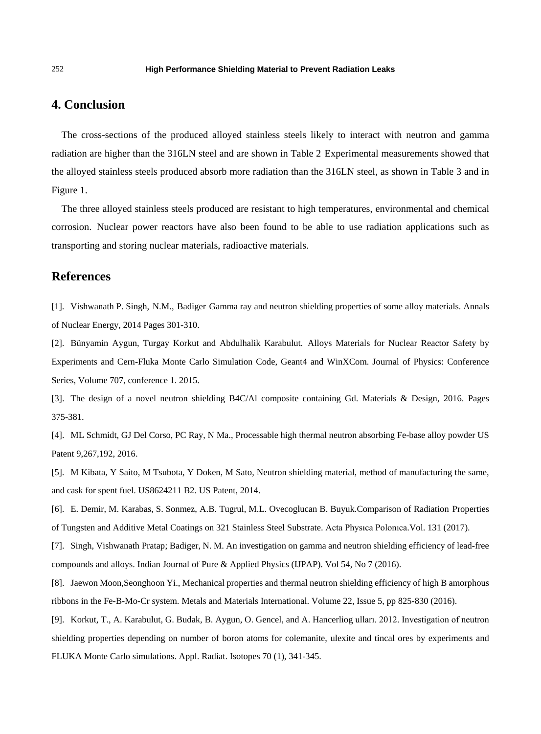## 4. Conclusion

The cross-sections of the produced alloyed stainless steels likely to interact with neutron and gamma radiation are higher than the 316LN steel and are shown in Table 2 Experimental measurements showed that the alloyed stainless steels produced absorb more radiation than the 316LN steel, as shown in Table 3 and in Figure 1.

The three alloyed stainless steels produced are resistant to high temperatures, environmental and chemical corrosion. Nuclear power reactors have also been found to be able to use radiation applications such as transporting and storing nuclear materials, radioactive materials.

## References

[1]. Vishwanath P. Singh, N.M., Badiger Gamma ray and neutron shielding properties of some alloy materials. Annals of Nuclear Energy, 2014 Pages 301-310.

[2]. Bünyamin Aygun, Turgay Korkut and Abdulhalik Karabulut. Alloys Materials for Nuclear Reactor Safety by Experiments and Cern-Fluka Monte Carlo Simulation Code, Geant4 and WinXCom. Journal of Physics: Conference Series, Volume 707, conference 1. 2015.

[3]. The design of a novel neutron shielding B4C/Al composite containing Gd. Materials & Design, 2016. Pages 375-381.

[4]. ML Schmidt, GJ Del Corso, PC Ray, N Ma., Processable high thermal neutron absorbing Fe-base alloy powder US Patent 9,267,192, 2016.

[5]. M Kibata, Y Saito, M Tsubota, Y Doken, M Sato, Neutron shielding material, method of manufacturing the same, and cask for spent fuel. US8624211 B2. US Patent, 2014.

[6]. E. Demir, M. Karabas, S. Sonmez, A.B. Tugrul, M.L. Ovecoglucan B. Buyuk.Comparison of Radiation Properties of Tungsten and Additive Metal Coatings on 321 Stainless Steel Substrate. Acta Physıca Polonıca.Vol. 131 (2017).

[7]. Singh, Vishwanath Pratap; Badiger, N. M. An investigation on gamma and neutron shielding efficiency of lead-free compounds and alloys. Indian Journal of Pure & Applied Physics (IJPAP). Vol 54, No 7 (2016).

[8]. Jaewon Moon,Seonghoon Yi., Mechanical properties and thermal neutron shielding efficiency of high B amorphous ribbons in the Fe-B-Mo-Cr system. Metals and Materials International. Volume 22, Issue 5, pp 825-830 (2016).

[9]. Korkut, T., A. Karabulut, G. Budak, B. Aygun, O. Gencel, and A. Hancerliog ulları. 2012. Investigation of neutron shielding properties depending on number of boron atoms for colemanite, ulexite and tincal ores by experiments and FLUKA Monte Carlo simulations. Appl. Radiat. Isotopes 70 (1), 341-345.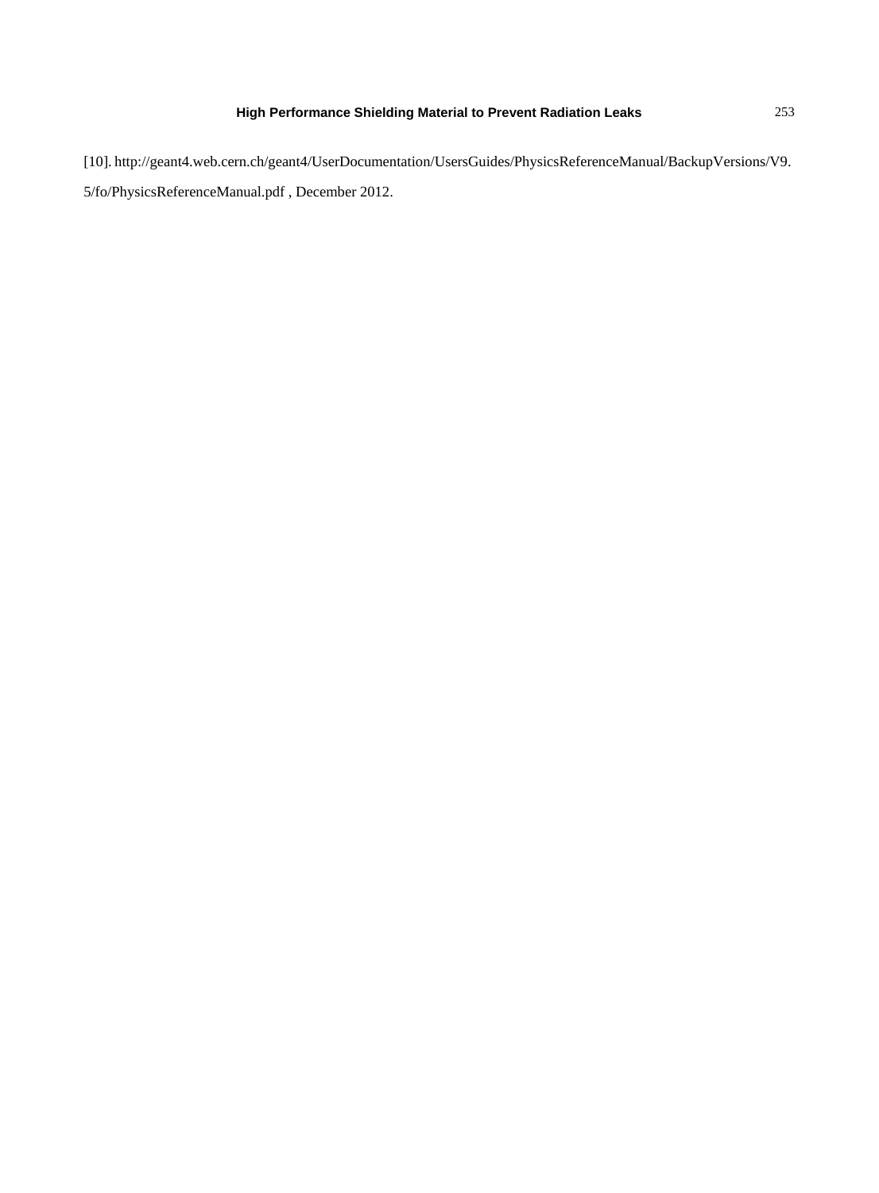[10]. http://geant4.web.cern.ch/geant4/UserDocumentation/UsersGuides/PhysicsReferenceManual/BackupVersions/V9.5/fo/PhysicsReferenceManual.pdf , December 2012.